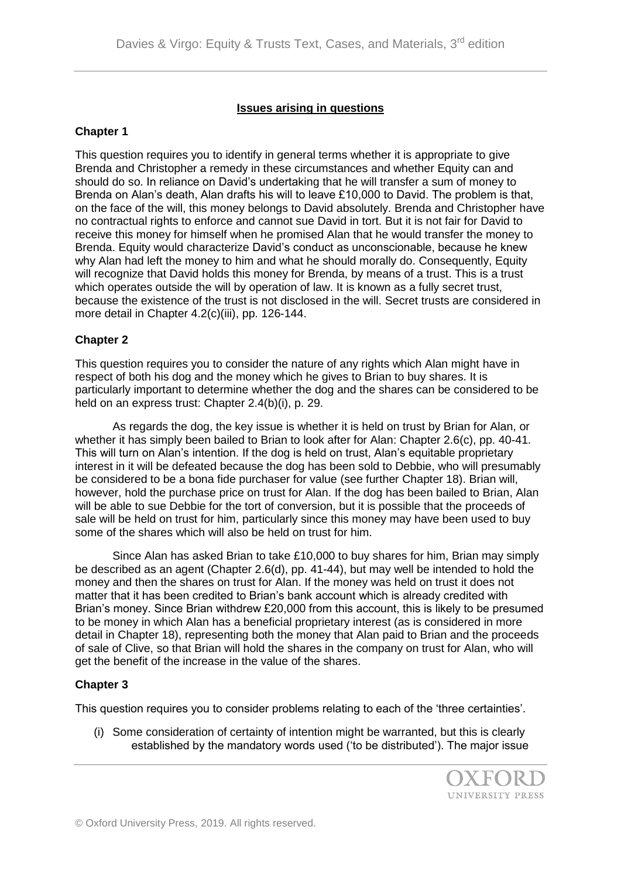## Issues arising in questions

### Chapter 1

This question requires you to identify in general terms whether it is appropriate to give Brenda and Christopher a remedy in these circumstances and whether Equity can and should do so. In reliance on David's undertaking that he will transfer a sum of money to Brenda on Alan's death, Alan drafts his will to leave £10,000 to David. The problem is that, on the face of the will, this money belongs to David absolutely. Brenda and Christopher have no contractual rights to enforce and cannot sue David in tort. But it is not fair for David to receive this money for himself when he promised Alan that he would transfer the money to Brenda. Equity would characterize David's conduct as unconscionable, because he knew why Alan had left the money to him and what he should morally do. Consequently, Equity will recognize that David holds this money for Brenda, by means of a trust. This is a trust which operates outside the will by operation of law. It is known as a fully secret trust, because the existence of the trust is not disclosed in the will. Secret trusts are considered in more detail in Chapter 4.2(c)(iii), pp. 126-144.

### Chapter 2

This question requires you to consider the nature of any rights which Alan might have in respect of both his dog and the money which he gives to Brian to buy shares. It is particularly important to determine whether the dog and the shares can be considered to be held on an express trust: Chapter 2.4(b)(i), p. 29.

As regards the dog, the key issue is whether it is held on trust by Brian for Alan, or whether it has simply been bailed to Brian to look after for Alan: Chapter 2.6(c), pp. 40-41. This will turn on Alan's intention. If the dog is held on trust, Alan's equitable proprietary interest in it will be defeated because the dog has been sold to Debbie, who will presumably be considered to be a bona fide purchaser for value (see further Chapter 18). Brian will, however, hold the purchase price on trust for Alan. If the dog has been bailed to Brian, Alan will be able to sue Debbie for the tort of conversion, but it is possible that the proceeds of sale will be held on trust for him, particularly since this money may have been used to buy some of the shares which will also be held on trust for him.

Since Alan has asked Brian to take £10,000 to buy shares for him, Brian may simply be described as an agent (Chapter 2.6(d), pp. 41-44), but may well be intended to hold the money and then the shares on trust for Alan. If the money was held on trust it does not matter that it has been credited to Brian's bank account which is already credited with Brian's money. Since Brian withdrew £20,000 from this account, this is likely to be presumed to be money in which Alan has a beneficial proprietary interest (as is considered in more detail in Chapter 18), representing both the money that Alan paid to Brian and the proceeds of sale of Clive, so that Brian will hold the shares in the company on trust for Alan, who will get the benefit of the increase in the value of the shares.

### Chapter 3

This question requires you to consider problems relating to each of the 'three certainties'.

(i) Some consideration of certainty of intention might be warranted, but this is clearly established by the mandatory words used ('to be distributed'). The major issue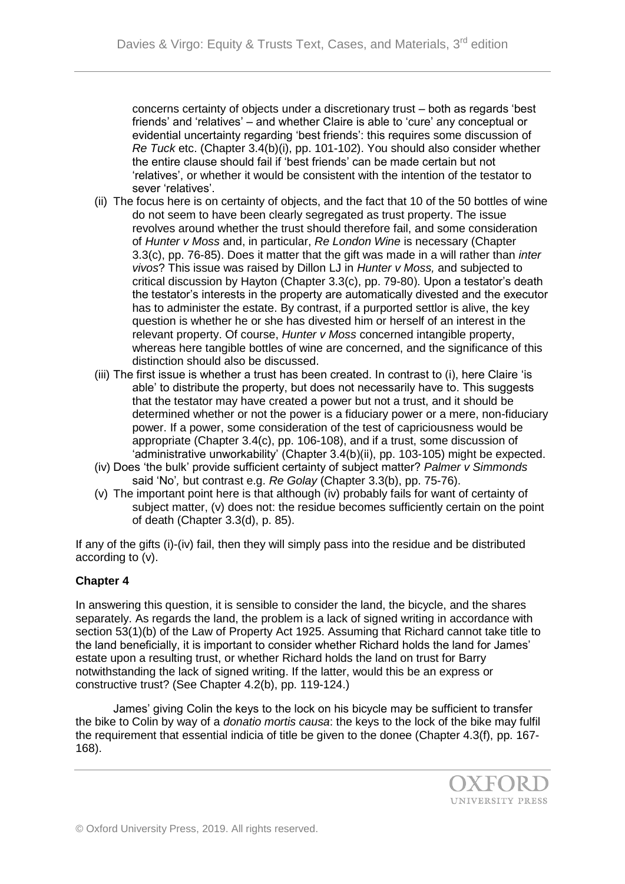concerns certainty of objects under a discretionary trust – both as regards 'best friends' and 'relatives' – and whether Claire is able to 'cure' any conceptual or evidential uncertainty regarding 'best friends': this requires some discussion of *Re Tuck* etc. (Chapter 3.4(b)(i), pp. 101-102). You should also consider whether the entire clause should fail if 'best friends' can be made certain but not 'relatives', or whether it would be consistent with the intention of the testator to sever 'relatives'.

(ii) The focus here is on certainty of objects, and the fact that 10 of the 50 bottles of wine do not seem to have been clearly segregated as trust property. The issue revolves around whether the trust should therefore fail, and some consideration of *Hunter v Moss* and, in particular, *Re London Wine* is necessary (Chapter 3.3(c), pp. 76-85). Does it matter that the gift was made in a will rather than *inter vivos*? This issue was raised by Dillon LJ in *Hunter v Moss,* and subjected to critical discussion by Hayton (Chapter 3.3(c), pp. 79-80). Upon a testator's death the testator's interests in the property are automatically divested and the executor has to administer the estate. By contrast, if a purported settlor is alive, the key question is whether he or she has divested him or herself of an interest in the relevant property. Of course, *Hunter v Moss* concerned intangible property, whereas here tangible bottles of wine are concerned, and the significance of this distinction should also be discussed.

(iii) The first issue is whether a trust has been created. In contrast to (i), here Claire 'is able' to distribute the property, but does not necessarily have to. This suggests that the testator may have created a power but not a trust, and it should be determined whether or not the power is a fiduciary power or a mere, non-fiduciary power. If a power, some consideration of the test of capriciousness would be appropriate (Chapter 3.4(c), pp. 106-108), and if a trust, some discussion of 'administrative unworkability' (Chapter 3.4(b)(ii), pp. 103-105) might be expected.

(iv) Does 'the bulk' provide sufficient certainty of subject matter? *Palmer v Simmonds* said 'No'*,* but contrast e.g. *Re Golay* (Chapter 3.3(b), pp. 75-76).

(v) The important point here is that although (iv) probably fails for want of certainty of subject matter, (v) does not: the residue becomes sufficiently certain on the point of death (Chapter 3.3(d), p. 85).

If any of the gifts (i)-(iv) fail, then they will simply pass into the residue and be distributed according to (v).

**Chapter 4**

In answering this question, it is sensible to consider the land, the bicycle, and the shares separately. As regards the land, the problem is a lack of signed writing in accordance with section 53(1)(b) of the Law of Property Act 1925. Assuming that Richard cannot take title to the land beneficially, it is important to consider whether Richard holds the land for James' estate upon a resulting trust, or whether Richard holds the land on trust for Barry notwithstanding the lack of signed writing. If the latter, would this be an express or constructive trust? (See Chapter 4.2(b), pp. 119-124.)

James' giving Colin the keys to the lock on his bicycle may be sufficient to transfer the bike to Colin by way of a *donatio mortis causa*: the keys to the lock of the bike may fulfil the requirement that essential indicia of title be given to the donee (Chapter 4.3(f), pp. 167-168).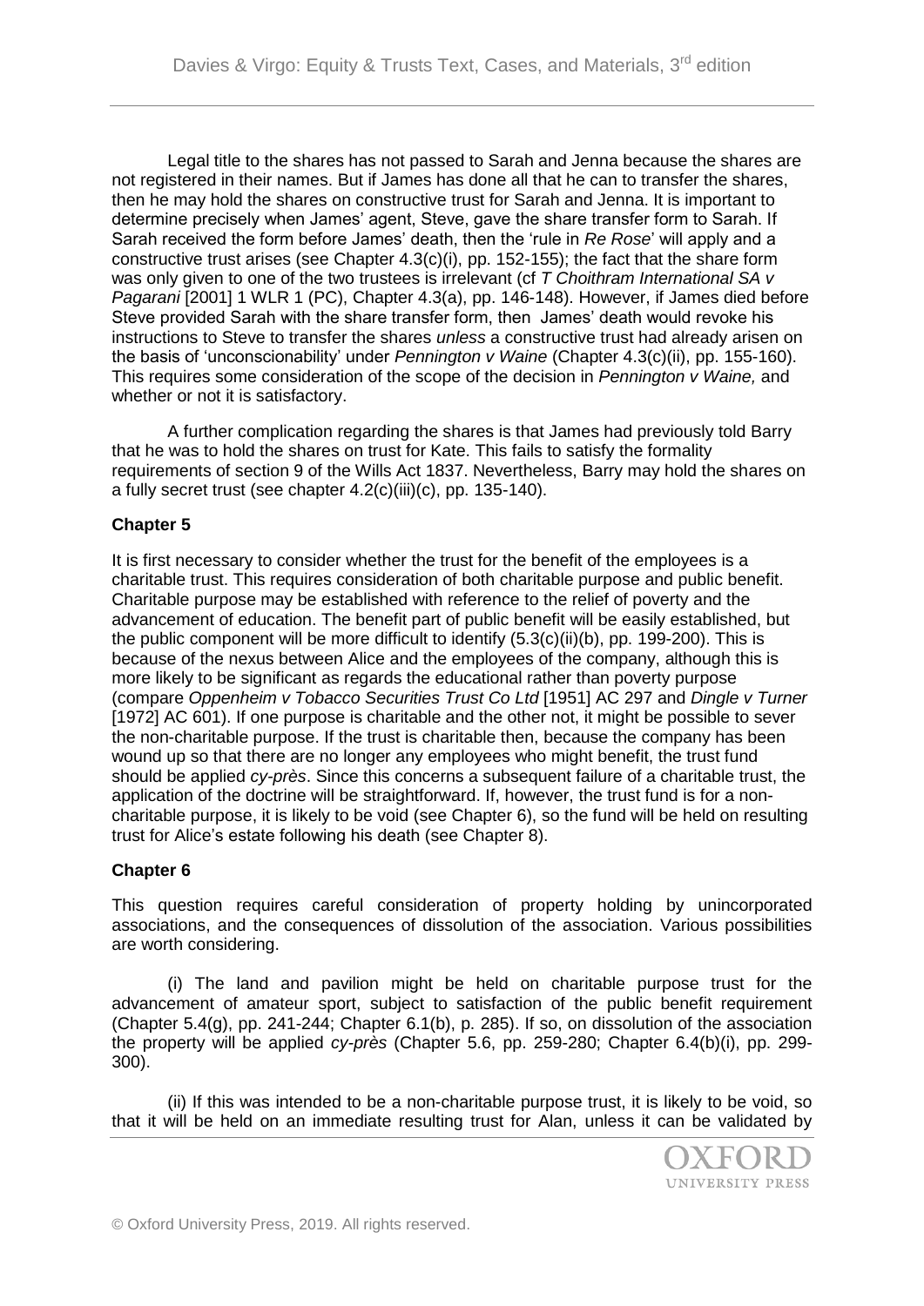Legal title to the shares has not passed to Sarah and Jenna because the shares are not registered in their names. But if James has done all that he can to transfer the shares, then he may hold the shares on constructive trust for Sarah and Jenna. It is important to determine precisely when James' agent, Steve, gave the share transfer form to Sarah. If Sarah received the form before James' death, then the 'rule in *Re Rose*' will apply and a constructive trust arises (see Chapter 4.3(c)(i), pp. 152-155); the fact that the share form was only given to one of the two trustees is irrelevant (cf *T Choithram International SA v Pagarani* [2001] 1 WLR 1 (PC), Chapter 4.3(a), pp. 146-148). However, if James died before Steve provided Sarah with the share transfer form, then James' death would revoke his instructions to Steve to transfer the shares *unless* a constructive trust had already arisen on the basis of 'unconscionability' under *Pennington v Waine* (Chapter 4.3(c)(ii), pp. 155-160). This requires some consideration of the scope of the decision in *Pennington v Waine,* and whether or not it is satisfactory.

A further complication regarding the shares is that James had previously told Barry that he was to hold the shares on trust for Kate. This fails to satisfy the formality requirements of section 9 of the Wills Act 1837. Nevertheless, Barry may hold the shares on a fully secret trust (see chapter 4.2(c)(iii)(c), pp. 135-140).

**Chapter 5**

It is first necessary to consider whether the trust for the benefit of the employees is a charitable trust. This requires consideration of both charitable purpose and public benefit. Charitable purpose may be established with reference to the relief of poverty and the advancement of education. The benefit part of public benefit will be easily established, but the public component will be more difficult to identify (5.3(c)(ii)(b), pp. 199-200). This is because of the nexus between Alice and the employees of the company, although this is more likely to be significant as regards the educational rather than poverty purpose (compare *Oppenheim v Tobacco Securities Trust Co Ltd* [1951] AC 297 and *Dingle v Turner* [1972] AC 601). If one purpose is charitable and the other not, it might be possible to sever the non-charitable purpose. If the trust is charitable then, because the company has been wound up so that there are no longer any employees who might benefit, the trust fund should be applied *cy-près*. Since this concerns a subsequent failure of a charitable trust, the application of the doctrine will be straightforward. If, however, the trust fund is for a non-charitable purpose, it is likely to be void (see Chapter 6), so the fund will be held on resulting trust for Alice's estate following his death (see Chapter 8).

**Chapter 6**

This question requires careful consideration of property holding by unincorporated associations, and the consequences of dissolution of the association. Various possibilities are worth considering.

(i) The land and pavilion might be held on charitable purpose trust for the advancement of amateur sport, subject to satisfaction of the public benefit requirement (Chapter 5.4(g), pp. 241-244; Chapter 6.1(b), p. 285). If so, on dissolution of the association the property will be applied *cy-près* (Chapter 5.6, pp. 259-280; Chapter 6.4(b)(i), pp. 299-300).

(ii) If this was intended to be a non-charitable purpose trust, it is likely to be void, so that it will be held on an immediate resulting trust for Alan, unless it can be validated by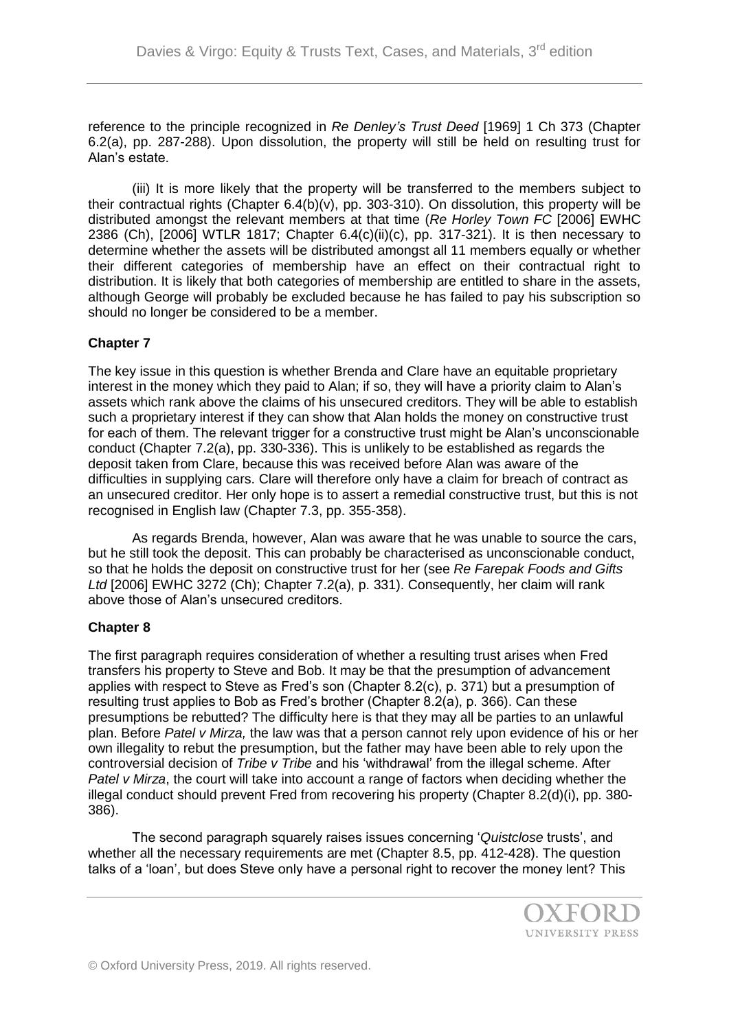reference to the principle recognized in *Re Denley's Trust Deed* [1969] 1 Ch 373 (Chapter 6.2(a), pp. 287-288). Upon dissolution, the property will still be held on resulting trust for Alan's estate.

(iii) It is more likely that the property will be transferred to the members subject to their contractual rights (Chapter 6.4(b)(v), pp. 303-310). On dissolution, this property will be distributed amongst the relevant members at that time (*Re Horley Town FC* [2006] EWHC 2386 (Ch), [2006] WTLR 1817; Chapter 6.4(c)(ii)(c), pp. 317-321). It is then necessary to determine whether the assets will be distributed amongst all 11 members equally or whether their different categories of membership have an effect on their contractual right to distribution. It is likely that both categories of membership are entitled to share in the assets, although George will probably be excluded because he has failed to pay his subscription so should no longer be considered to be a member.

## Chapter 7

The key issue in this question is whether Brenda and Clare have an equitable proprietary interest in the money which they paid to Alan; if so, they will have a priority claim to Alan's assets which rank above the claims of his unsecured creditors. They will be able to establish such a proprietary interest if they can show that Alan holds the money on constructive trust for each of them. The relevant trigger for a constructive trust might be Alan's unconscionable conduct (Chapter 7.2(a), pp. 330-336). This is unlikely to be established as regards the deposit taken from Clare, because this was received before Alan was aware of the difficulties in supplying cars. Clare will therefore only have a claim for breach of contract as an unsecured creditor. Her only hope is to assert a remedial constructive trust, but this is not recognised in English law (Chapter 7.3, pp. 355-358).

As regards Brenda, however, Alan was aware that he was unable to source the cars, but he still took the deposit. This can probably be characterised as unconscionable conduct, so that he holds the deposit on constructive trust for her (see *Re Farepak Foods and Gifts Ltd* [2006] EWHC 3272 (Ch); Chapter 7.2(a), p. 331). Consequently, her claim will rank above those of Alan's unsecured creditors.

## Chapter 8

The first paragraph requires consideration of whether a resulting trust arises when Fred transfers his property to Steve and Bob. It may be that the presumption of advancement applies with respect to Steve as Fred's son (Chapter 8.2(c), p. 371) but a presumption of resulting trust applies to Bob as Fred's brother (Chapter 8.2(a), p. 366). Can these presumptions be rebutted? The difficulty here is that they may all be parties to an unlawful plan. Before *Patel v Mirza,* the law was that a person cannot rely upon evidence of his or her own illegality to rebut the presumption, but the father may have been able to rely upon the controversial decision of *Tribe v Tribe* and his 'withdrawal' from the illegal scheme. After *Patel v Mirza*, the court will take into account a range of factors when deciding whether the illegal conduct should prevent Fred from recovering his property (Chapter 8.2(d)(i), pp. 380-386).

The second paragraph squarely raises issues concerning '*Quistclose* trusts', and whether all the necessary requirements are met (Chapter 8.5, pp. 412-428). The question talks of a 'loan', but does Steve only have a personal right to recover the money lent? This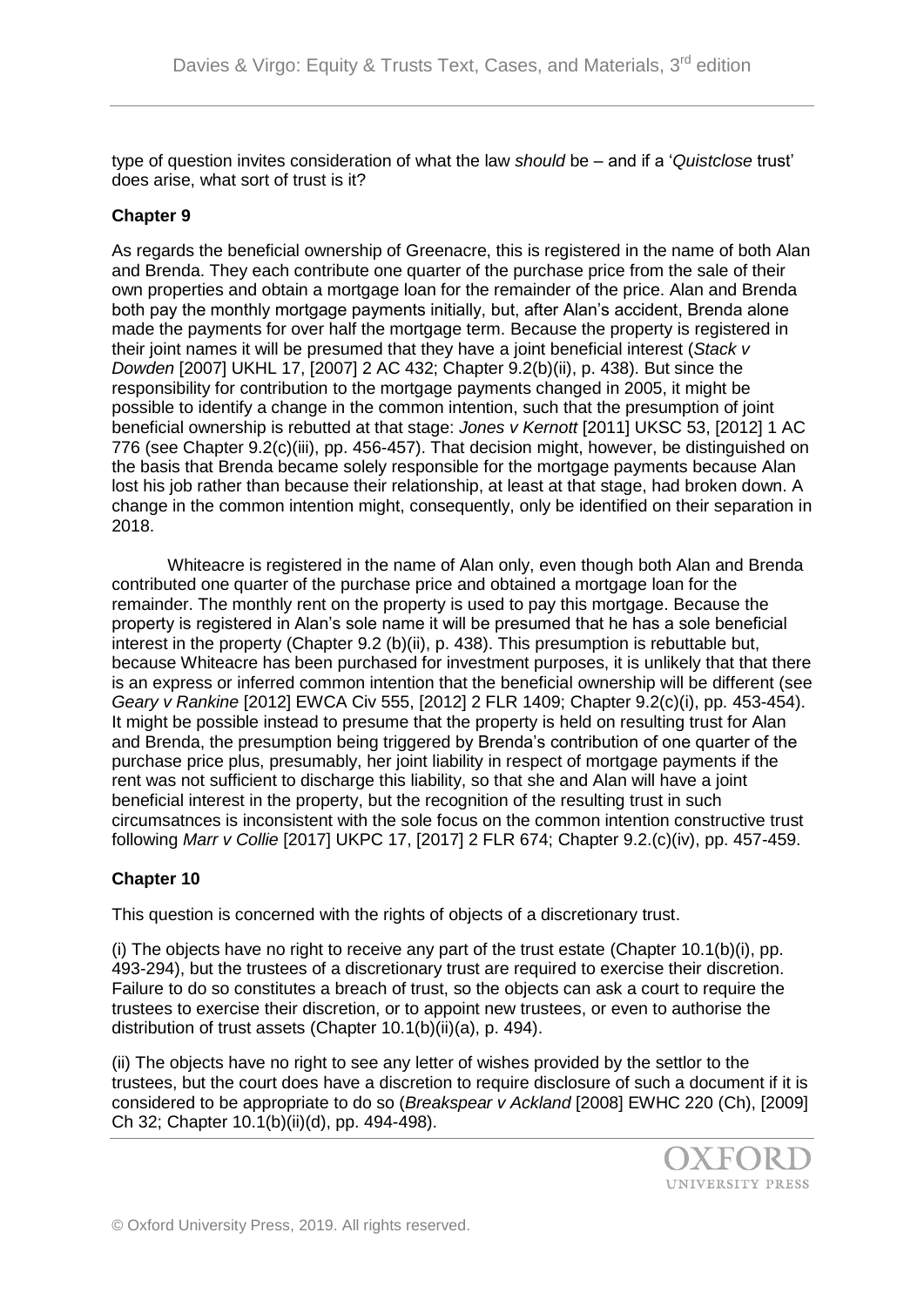type of question invites consideration of what the law *should* be – and if a '*Quistclose* trust' does arise, what sort of trust is it?

**Chapter 9**

As regards the beneficial ownership of Greenacre, this is registered in the name of both Alan and Brenda. They each contribute one quarter of the purchase price from the sale of their own properties and obtain a mortgage loan for the remainder of the price. Alan and Brenda both pay the monthly mortgage payments initially, but, after Alan's accident, Brenda alone made the payments for over half the mortgage term. Because the property is registered in their joint names it will be presumed that they have a joint beneficial interest (*Stack v Dowden* [2007] UKHL 17, [2007] 2 AC 432; Chapter 9.2(b)(ii), p. 438). But since the responsibility for contribution to the mortgage payments changed in 2005, it might be possible to identify a change in the common intention, such that the presumption of joint beneficial ownership is rebutted at that stage: *Jones v Kernott* [2011] UKSC 53, [2012] 1 AC 776 (see Chapter 9.2(c)(iii), pp. 456-457). That decision might, however, be distinguished on the basis that Brenda became solely responsible for the mortgage payments because Alan lost his job rather than because their relationship, at least at that stage, had broken down. A change in the common intention might, consequently, only be identified on their separation in 2018.

Whiteacre is registered in the name of Alan only, even though both Alan and Brenda contributed one quarter of the purchase price and obtained a mortgage loan for the remainder. The monthly rent on the property is used to pay this mortgage. Because the property is registered in Alan's sole name it will be presumed that he has a sole beneficial interest in the property (Chapter 9.2 (b)(ii), p. 438). This presumption is rebuttable but, because Whiteacre has been purchased for investment purposes, it is unlikely that that there is an express or inferred common intention that the beneficial ownership will be different (see *Geary v Rankine* [2012] EWCA Civ 555, [2012] 2 FLR 1409; Chapter 9.2(c)(i), pp. 453-454). It might be possible instead to presume that the property is held on resulting trust for Alan and Brenda, the presumption being triggered by Brenda's contribution of one quarter of the purchase price plus, presumably, her joint liability in respect of mortgage payments if the rent was not sufficient to discharge this liability, so that she and Alan will have a joint beneficial interest in the property, but the recognition of the resulting trust in such circumsatnces is inconsistent with the sole focus on the common intention constructive trust following *Marr v Collie* [2017] UKPC 17, [2017] 2 FLR 674; Chapter 9.2.(c)(iv), pp. 457-459.

**Chapter 10**

This question is concerned with the rights of objects of a discretionary trust.

(i) The objects have no right to receive any part of the trust estate (Chapter 10.1(b)(i), pp. 493-294), but the trustees of a discretionary trust are required to exercise their discretion. Failure to do so constitutes a breach of trust, so the objects can ask a court to require the trustees to exercise their discretion, or to appoint new trustees, or even to authorise the distribution of trust assets (Chapter 10.1(b)(ii)(a), p. 494).

(ii) The objects have no right to see any letter of wishes provided by the settlor to the trustees, but the court does have a discretion to require disclosure of such a document if it is considered to be appropriate to do so (*Breakspear v Ackland* [2008] EWHC 220 (Ch), [2009] Ch 32; Chapter 10.1(b)(ii)(d), pp. 494-498).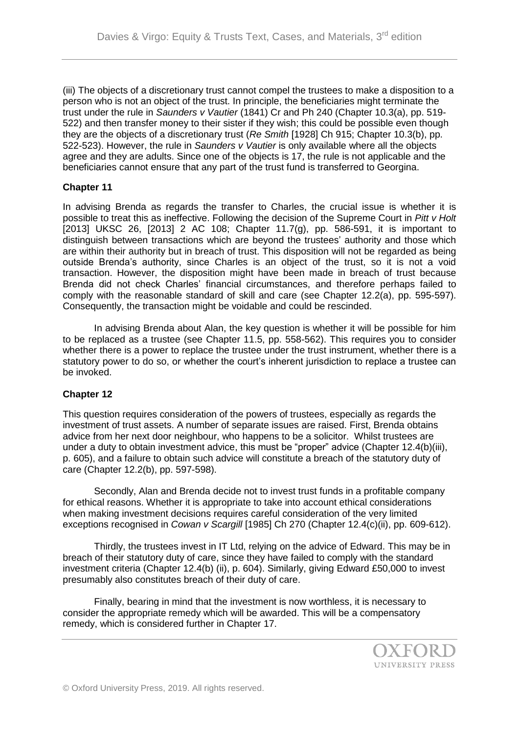(iii) The objects of a discretionary trust cannot compel the trustees to make a disposition to a person who is not an object of the trust. In principle, the beneficiaries might terminate the trust under the rule in *Saunders v Vautier* (1841) Cr and Ph 240 (Chapter 10.3(a), pp. 519-522) and then transfer money to their sister if they wish; this could be possible even though they are the objects of a discretionary trust (*Re Smith* [1928] Ch 915; Chapter 10.3(b), pp. 522-523). However, the rule in *Saunders v Vautier* is only available where all the objects agree and they are adults. Since one of the objects is 17, the rule is not applicable and the beneficiaries cannot ensure that any part of the trust fund is transferred to Georgina.

## Chapter 11

In advising Brenda as regards the transfer to Charles, the crucial issue is whether it is possible to treat this as ineffective. Following the decision of the Supreme Court in *Pitt v Holt* [2013] UKSC 26, [2013] 2 AC 108; Chapter 11.7(g), pp. 586-591, it is important to distinguish between transactions which are beyond the trustees' authority and those which are within their authority but in breach of trust. This disposition will not be regarded as being outside Brenda's authority, since Charles is an object of the trust, so it is not a void transaction. However, the disposition might have been made in breach of trust because Brenda did not check Charles' financial circumstances, and therefore perhaps failed to comply with the reasonable standard of skill and care (see Chapter 12.2(a), pp. 595-597). Consequently, the transaction might be voidable and could be rescinded.

In advising Brenda about Alan, the key question is whether it will be possible for him to be replaced as a trustee (see Chapter 11.5, pp. 558-562). This requires you to consider whether there is a power to replace the trustee under the trust instrument, whether there is a statutory power to do so, or whether the court's inherent jurisdiction to replace a trustee can be invoked.

## Chapter 12

This question requires consideration of the powers of trustees, especially as regards the investment of trust assets. A number of separate issues are raised. First, Brenda obtains advice from her next door neighbour, who happens to be a solicitor. Whilst trustees are under a duty to obtain investment advice, this must be "proper" advice (Chapter 12.4(b)(iii), p. 605), and a failure to obtain such advice will constitute a breach of the statutory duty of care (Chapter 12.2(b), pp. 597-598).

Secondly, Alan and Brenda decide not to invest trust funds in a profitable company for ethical reasons. Whether it is appropriate to take into account ethical considerations when making investment decisions requires careful consideration of the very limited exceptions recognised in *Cowan v Scargill* [1985] Ch 270 (Chapter 12.4(c)(ii), pp. 609-612).

Thirdly, the trustees invest in IT Ltd, relying on the advice of Edward. This may be in breach of their statutory duty of care, since they have failed to comply with the standard investment criteria (Chapter 12.4(b) (ii), p. 604). Similarly, giving Edward £50,000 to invest presumably also constitutes breach of their duty of care.

Finally, bearing in mind that the investment is now worthless, it is necessary to consider the appropriate remedy which will be awarded. This will be a compensatory remedy, which is considered further in Chapter 17.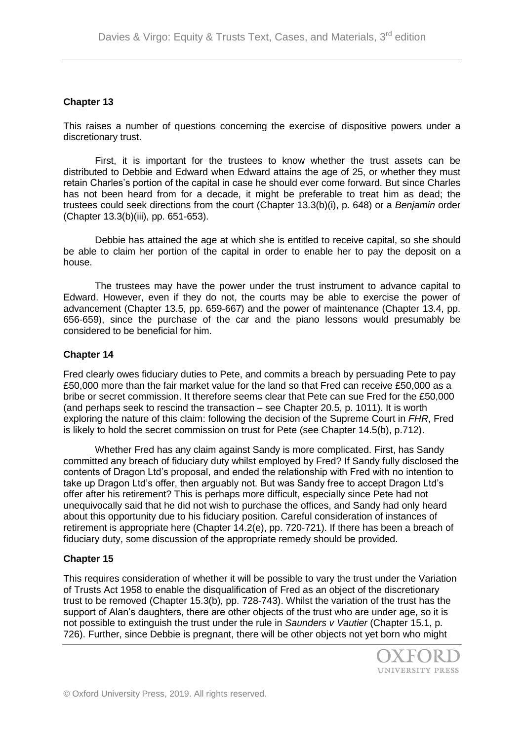## Chapter 13

This raises a number of questions concerning the exercise of dispositive powers under a discretionary trust.

First, it is important for the trustees to know whether the trust assets can be distributed to Debbie and Edward when Edward attains the age of 25, or whether they must retain Charles's portion of the capital in case he should ever come forward. But since Charles has not been heard from for a decade, it might be preferable to treat him as dead; the trustees could seek directions from the court (Chapter 13.3(b)(i), p. 648) or a *Benjamin* order (Chapter 13.3(b)(iii), pp. 651-653).

Debbie has attained the age at which she is entitled to receive capital, so she should be able to claim her portion of the capital in order to enable her to pay the deposit on a house.

The trustees may have the power under the trust instrument to advance capital to Edward. However, even if they do not, the courts may be able to exercise the power of advancement (Chapter 13.5, pp. 659-667) and the power of maintenance (Chapter 13.4, pp. 656-659), since the purchase of the car and the piano lessons would presumably be considered to be beneficial for him.

## Chapter 14

Fred clearly owes fiduciary duties to Pete, and commits a breach by persuading Pete to pay £50,000 more than the fair market value for the land so that Fred can receive £50,000 as a bribe or secret commission. It therefore seems clear that Pete can sue Fred for the £50,000 (and perhaps seek to rescind the transaction – see Chapter 20.5, p. 1011). It is worth exploring the nature of this claim: following the decision of the Supreme Court in *FHR*, Fred is likely to hold the secret commission on trust for Pete (see Chapter 14.5(b), p.712).

Whether Fred has any claim against Sandy is more complicated. First, has Sandy committed any breach of fiduciary duty whilst employed by Fred? If Sandy fully disclosed the contents of Dragon Ltd's proposal, and ended the relationship with Fred with no intention to take up Dragon Ltd's offer, then arguably not. But was Sandy free to accept Dragon Ltd's offer after his retirement? This is perhaps more difficult, especially since Pete had not unequivocally said that he did not wish to purchase the offices, and Sandy had only heard about this opportunity due to his fiduciary position. Careful consideration of instances of retirement is appropriate here (Chapter 14.2(e), pp. 720-721). If there has been a breach of fiduciary duty, some discussion of the appropriate remedy should be provided.

## Chapter 15

This requires consideration of whether it will be possible to vary the trust under the Variation of Trusts Act 1958 to enable the disqualification of Fred as an object of the discretionary trust to be removed (Chapter 15.3(b), pp. 728-743). Whilst the variation of the trust has the support of Alan's daughters, there are other objects of the trust who are under age, so it is not possible to extinguish the trust under the rule in *Saunders v Vautier* (Chapter 15.1, p. 726). Further, since Debbie is pregnant, there will be other objects not yet born who might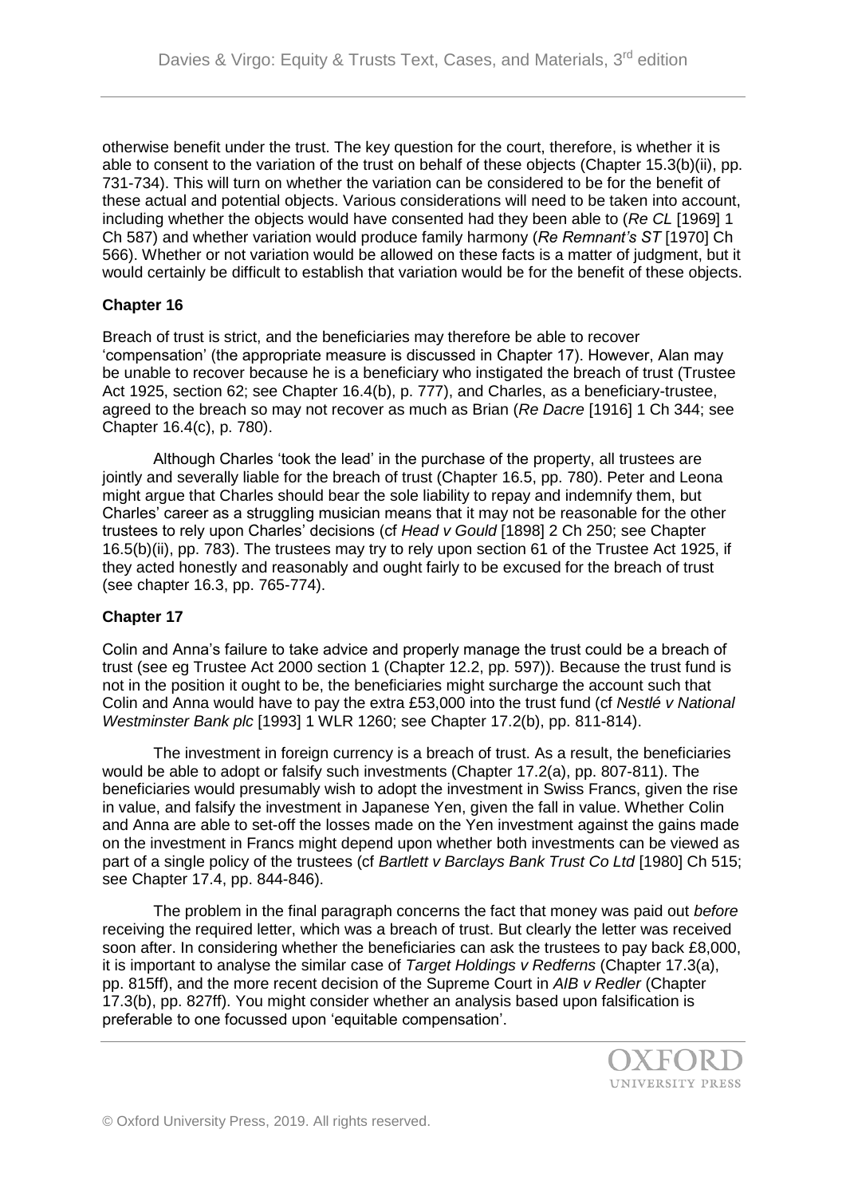otherwise benefit under the trust. The key question for the court, therefore, is whether it is able to consent to the variation of the trust on behalf of these objects (Chapter 15.3(b)(ii), pp. 731-734). This will turn on whether the variation can be considered to be for the benefit of these actual and potential objects. Various considerations will need to be taken into account, including whether the objects would have consented had they been able to (*Re CL* [1969] 1 Ch 587) and whether variation would produce family harmony (*Re Remnant's ST* [1970] Ch 566). Whether or not variation would be allowed on these facts is a matter of judgment, but it would certainly be difficult to establish that variation would be for the benefit of these objects.

## Chapter 16

Breach of trust is strict, and the beneficiaries may therefore be able to recover 'compensation' (the appropriate measure is discussed in Chapter 17). However, Alan may be unable to recover because he is a beneficiary who instigated the breach of trust (Trustee Act 1925, section 62; see Chapter 16.4(b), p. 777), and Charles, as a beneficiary-trustee, agreed to the breach so may not recover as much as Brian (*Re Dacre* [1916] 1 Ch 344; see Chapter 16.4(c), p. 780).

Although Charles 'took the lead' in the purchase of the property, all trustees are jointly and severally liable for the breach of trust (Chapter 16.5, pp. 780). Peter and Leona might argue that Charles should bear the sole liability to repay and indemnify them, but Charles' career as a struggling musician means that it may not be reasonable for the other trustees to rely upon Charles' decisions (cf *Head v Gould* [1898] 2 Ch 250; see Chapter 16.5(b)(ii), pp. 783). The trustees may try to rely upon section 61 of the Trustee Act 1925, if they acted honestly and reasonably and ought fairly to be excused for the breach of trust (see chapter 16.3, pp. 765-774).

## Chapter 17

Colin and Anna's failure to take advice and properly manage the trust could be a breach of trust (see eg Trustee Act 2000 section 1 (Chapter 12.2, pp. 597)). Because the trust fund is not in the position it ought to be, the beneficiaries might surcharge the account such that Colin and Anna would have to pay the extra £53,000 into the trust fund (cf *Nestlé v National Westminster Bank plc* [1993] 1 WLR 1260; see Chapter 17.2(b), pp. 811-814).

The investment in foreign currency is a breach of trust. As a result, the beneficiaries would be able to adopt or falsify such investments (Chapter 17.2(a), pp. 807-811). The beneficiaries would presumably wish to adopt the investment in Swiss Francs, given the rise in value, and falsify the investment in Japanese Yen, given the fall in value. Whether Colin and Anna are able to set-off the losses made on the Yen investment against the gains made on the investment in Francs might depend upon whether both investments can be viewed as part of a single policy of the trustees (cf *Bartlett v Barclays Bank Trust Co Ltd* [1980] Ch 515; see Chapter 17.4, pp. 844-846).

The problem in the final paragraph concerns the fact that money was paid out *before* receiving the required letter, which was a breach of trust. But clearly the letter was received soon after. In considering whether the beneficiaries can ask the trustees to pay back £8,000, it is important to analyse the similar case of *Target Holdings v Redferns* (Chapter 17.3(a), pp. 815ff), and the more recent decision of the Supreme Court in *AIB v Redler* (Chapter 17.3(b), pp. 827ff). You might consider whether an analysis based upon falsification is preferable to one focussed upon 'equitable compensation'.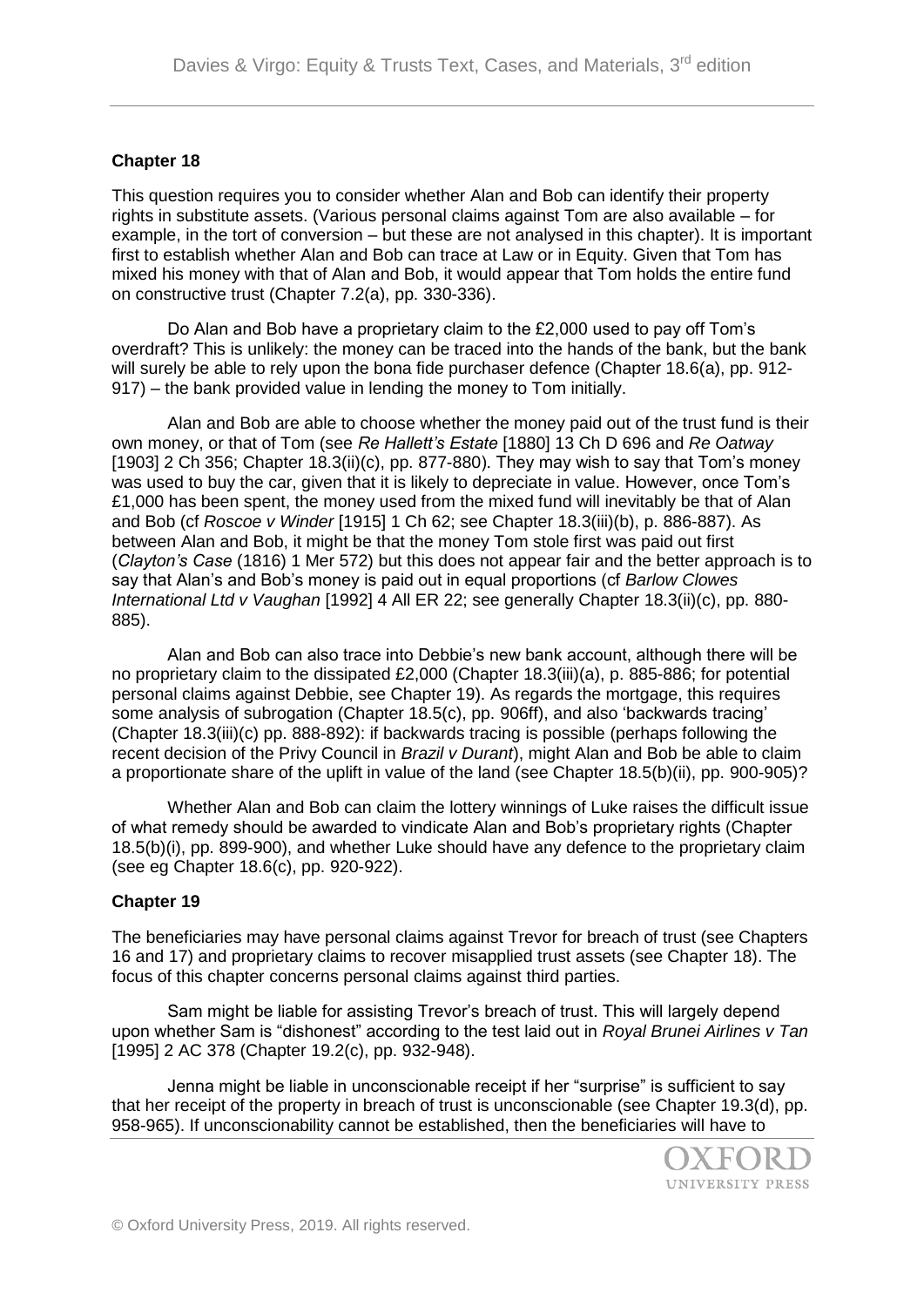## Chapter 18

This question requires you to consider whether Alan and Bob can identify their property rights in substitute assets. (Various personal claims against Tom are also available – for example, in the tort of conversion – but these are not analysed in this chapter). It is important first to establish whether Alan and Bob can trace at Law or in Equity. Given that Tom has mixed his money with that of Alan and Bob, it would appear that Tom holds the entire fund on constructive trust (Chapter 7.2(a), pp. 330-336).

Do Alan and Bob have a proprietary claim to the £2,000 used to pay off Tom's overdraft? This is unlikely: the money can be traced into the hands of the bank, but the bank will surely be able to rely upon the bona fide purchaser defence (Chapter 18.6(a), pp. 912-917) – the bank provided value in lending the money to Tom initially.

Alan and Bob are able to choose whether the money paid out of the trust fund is their own money, or that of Tom (see *Re Hallett's Estate* [1880] 13 Ch D 696 and *Re Oatway* [1903] 2 Ch 356; Chapter 18.3(ii)(c), pp. 877-880). They may wish to say that Tom's money was used to buy the car, given that it is likely to depreciate in value. However, once Tom's £1,000 has been spent, the money used from the mixed fund will inevitably be that of Alan and Bob (cf *Roscoe v Winder* [1915] 1 Ch 62; see Chapter 18.3(iii)(b), p. 886-887). As between Alan and Bob, it might be that the money Tom stole first was paid out first (*Clayton's Case* (1816) 1 Mer 572) but this does not appear fair and the better approach is to say that Alan's and Bob's money is paid out in equal proportions (cf *Barlow Clowes International Ltd v Vaughan* [1992] 4 All ER 22; see generally Chapter 18.3(ii)(c), pp. 880-885).

Alan and Bob can also trace into Debbie's new bank account, although there will be no proprietary claim to the dissipated £2,000 (Chapter 18.3(iii)(a), p. 885-886; for potential personal claims against Debbie, see Chapter 19). As regards the mortgage, this requires some analysis of subrogation (Chapter 18.5(c), pp. 906ff), and also 'backwards tracing' (Chapter 18.3(iii)(c) pp. 888-892): if backwards tracing is possible (perhaps following the recent decision of the Privy Council in *Brazil v Durant*), might Alan and Bob be able to claim a proportionate share of the uplift in value of the land (see Chapter 18.5(b)(ii), pp. 900-905)?

Whether Alan and Bob can claim the lottery winnings of Luke raises the difficult issue of what remedy should be awarded to vindicate Alan and Bob's proprietary rights (Chapter 18.5(b)(i), pp. 899-900), and whether Luke should have any defence to the proprietary claim (see eg Chapter 18.6(c), pp. 920-922).

## Chapter 19

The beneficiaries may have personal claims against Trevor for breach of trust (see Chapters 16 and 17) and proprietary claims to recover misapplied trust assets (see Chapter 18). The focus of this chapter concerns personal claims against third parties.

Sam might be liable for assisting Trevor's breach of trust. This will largely depend upon whether Sam is "dishonest" according to the test laid out in *Royal Brunei Airlines v Tan* [1995] 2 AC 378 (Chapter 19.2(c), pp. 932-948).

Jenna might be liable in unconscionable receipt if her "surprise" is sufficient to say that her receipt of the property in breach of trust is unconscionable (see Chapter 19.3(d), pp. 958-965). If unconscionability cannot be established, then the beneficiaries will have to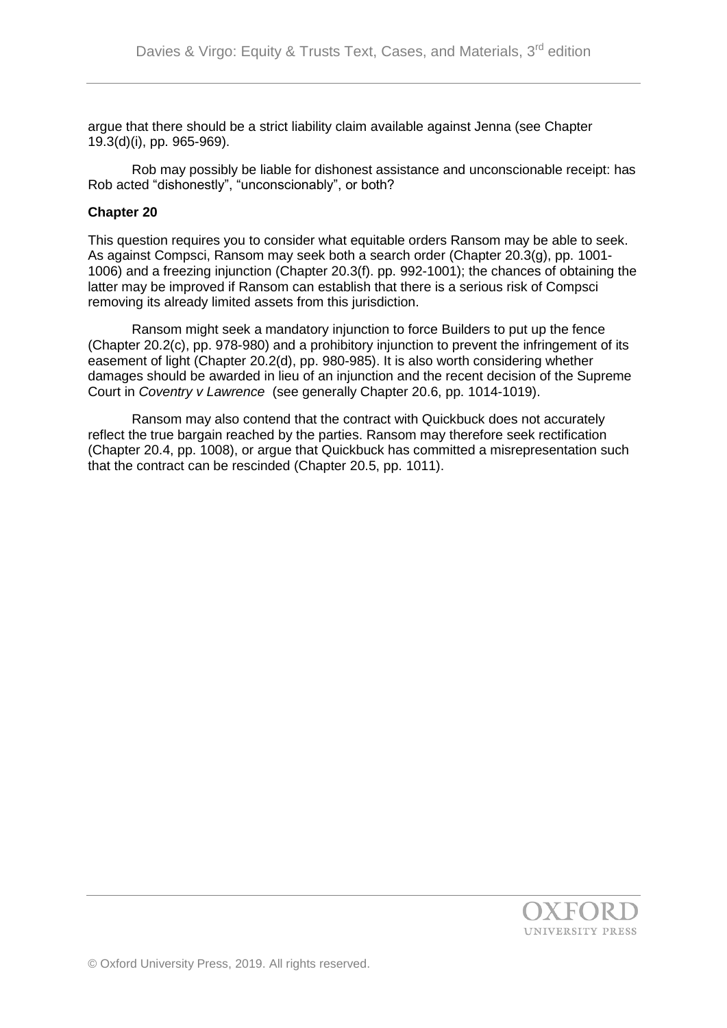argue that there should be a strict liability claim available against Jenna (see Chapter 19.3(d)(i), pp. 965-969).

Rob may possibly be liable for dishonest assistance and unconscionable receipt: has Rob acted "dishonestly", "unconscionably", or both?

**Chapter 20**

This question requires you to consider what equitable orders Ransom may be able to seek. As against Compsci, Ransom may seek both a search order (Chapter 20.3(g), pp. 1001-1006) and a freezing injunction (Chapter 20.3(f). pp. 992-1001); the chances of obtaining the latter may be improved if Ransom can establish that there is a serious risk of Compsci removing its already limited assets from this jurisdiction.

Ransom might seek a mandatory injunction to force Builders to put up the fence (Chapter 20.2(c), pp. 978-980) and a prohibitory injunction to prevent the infringement of its easement of light (Chapter 20.2(d), pp. 980-985). It is also worth considering whether damages should be awarded in lieu of an injunction and the recent decision of the Supreme Court in *Coventry v Lawrence* (see generally Chapter 20.6, pp. 1014-1019).

Ransom may also contend that the contract with Quickbuck does not accurately reflect the true bargain reached by the parties. Ransom may therefore seek rectification (Chapter 20.4, pp. 1008), or argue that Quickbuck has committed a misrepresentation such that the contract can be rescinded (Chapter 20.5, pp. 1011).